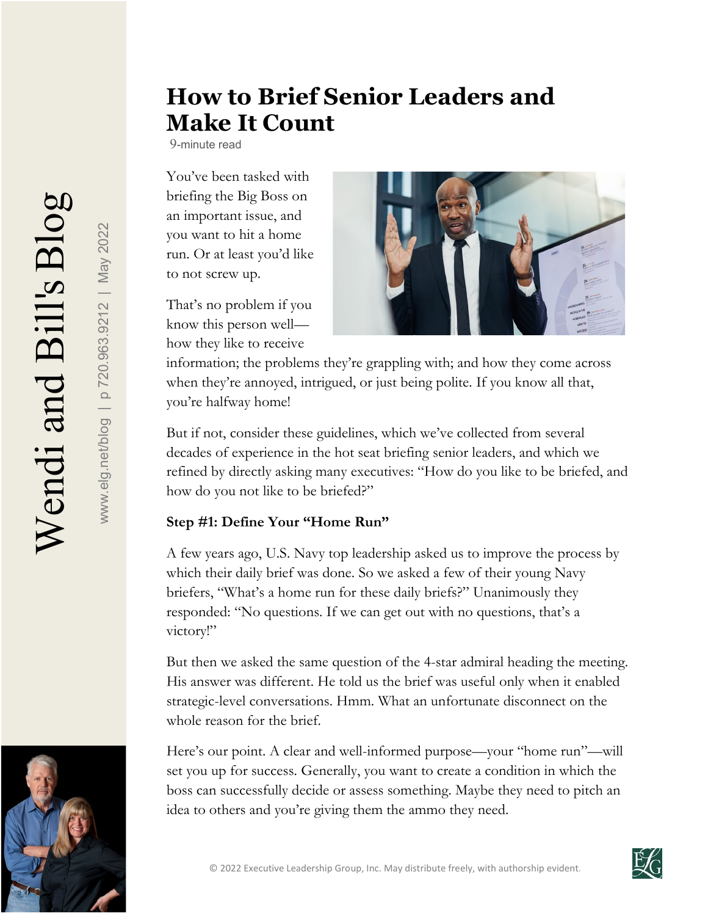# How to Brief Senior Leaders and Make It Count

9-minute read

You've been tasked with briefing the Big Boss on an important issue, and you want to hit a home run. Or at least you'd like to not screw up.

That's no problem if you know this person well—how they like to receive information; the problems they're grappling with; and how they come across when they're annoyed, intrigued, or just being polite. If you know all that, you're halfway home!

But if not, consider these guidelines, which we've collected from several decades of experience in the hot seat briefing senior leaders, and which we refined by directly asking many executives: "How do you like to be briefed, and how do you not like to be briefed?"

**Step #1: Define Your "Home Run"**

A few years ago, U.S. Navy top leadership asked us to improve the process by which their daily brief was done. So we asked a few of their young Navy briefers, "What's a home run for these daily briefs?" Unanimously they responded: "No questions. If we can get out with no questions, that's a victory!"

But then we asked the same question of the 4-star admiral heading the meeting. His answer was different. He told us the brief was useful only when it enabled strategic-level conversations. Hmm. What an unfortunate disconnect on the whole reason for the brief.

Here's our point. A clear and well-informed purpose—your "home run"—will set you up for success. Generally, you want to create a condition in which the boss can successfully decide or assess something. Maybe they need to pitch an idea to others and you're giving them the ammo they need.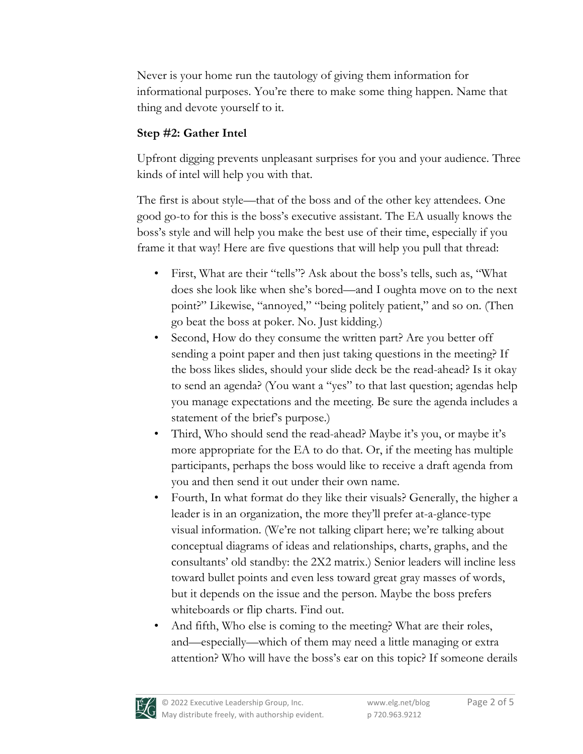Never is your home run the tautology of giving them information for informational purposes. You're there to make some thing happen. Name that thing and devote yourself to it.

**Step #2: Gather Intel**

Upfront digging prevents unpleasant surprises for you and your audience. Three kinds of intel will help you with that.

The first is about style—that of the boss and of the other key attendees. One good go-to for this is the boss's executive assistant. The EA usually knows the boss's style and will help you make the best use of their time, especially if you frame it that way! Here are five questions that will help you pull that thread:

- First, What are their "tells"? Ask about the boss's tells, such as, "What does she look like when she's bored—and I oughta move on to the next point?" Likewise, "annoyed," "being politely patient," and so on. (Then go beat the boss at poker. No. Just kidding.)
- Second, How do they consume the written part? Are you better off sending a point paper and then just taking questions in the meeting? If the boss likes slides, should your slide deck be the read-ahead? Is it okay to send an agenda? (You want a "yes" to that last question; agendas help you manage expectations and the meeting. Be sure the agenda includes a statement of the brief's purpose.)
- Third, Who should send the read-ahead? Maybe it's you, or maybe it's more appropriate for the EA to do that. Or, if the meeting has multiple participants, perhaps the boss would like to receive a draft agenda from you and then send it out under their own name.
- Fourth, In what format do they like their visuals? Generally, the higher a leader is in an organization, the more they'll prefer at-a-glance-type visual information. (We're not talking clipart here; we're talking about conceptual diagrams of ideas and relationships, charts, graphs, and the consultants' old standby: the 2X2 matrix.) Senior leaders will incline less toward bullet points and even less toward great gray masses of words, but it depends on the issue and the person. Maybe the boss prefers whiteboards or flip charts. Find out.
- And fifth, Who else is coming to the meeting? What are their roles, and—especially—which of them may need a little managing or extra attention? Who will have the boss's ear on this topic? If someone derails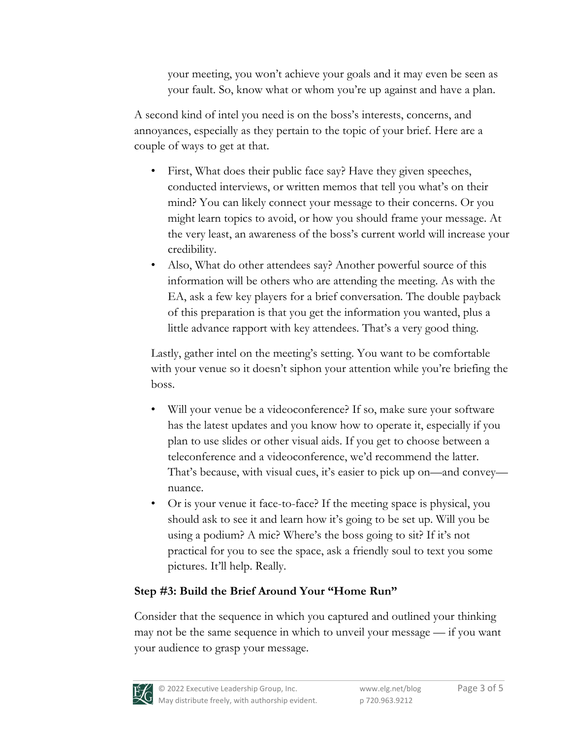your meeting, you won't achieve your goals and it may even be seen as your fault. So, know what or whom you're up against and have a plan.

A second kind of intel you need is on the boss's interests, concerns, and annoyances, especially as they pertain to the topic of your brief. Here are a couple of ways to get at that.

- First, What does their public face say? Have they given speeches, conducted interviews, or written memos that tell you what's on their mind? You can likely connect your message to their concerns. Or you might learn topics to avoid, or how you should frame your message. At the very least, an awareness of the boss's current world will increase your credibility.
- Also, What do other attendees say? Another powerful source of this information will be others who are attending the meeting. As with the EA, ask a few key players for a brief conversation. The double payback of this preparation is that you get the information you wanted, plus a little advance rapport with key attendees. That's a very good thing.

Lastly, gather intel on the meeting's setting. You want to be comfortable with your venue so it doesn't siphon your attention while you're briefing the boss.

- Will your venue be a videoconference? If so, make sure your software has the latest updates and you know how to operate it, especially if you plan to use slides or other visual aids. If you get to choose between a teleconference and a videoconference, we'd recommend the latter. That's because, with visual cues, it's easier to pick up on—and convey—nuance.
- Or is your venue it face-to-face? If the meeting space is physical, you should ask to see it and learn how it's going to be set up. Will you be using a podium? A mic? Where's the boss going to sit? If it's not practical for you to see the space, ask a friendly soul to text you some pictures. It'll help. Really.

**Step #3: Build the Brief Around Your "Home Run"**

Consider that the sequence in which you captured and outlined your thinking may not be the same sequence in which to unveil your message — if you want your audience to grasp your message.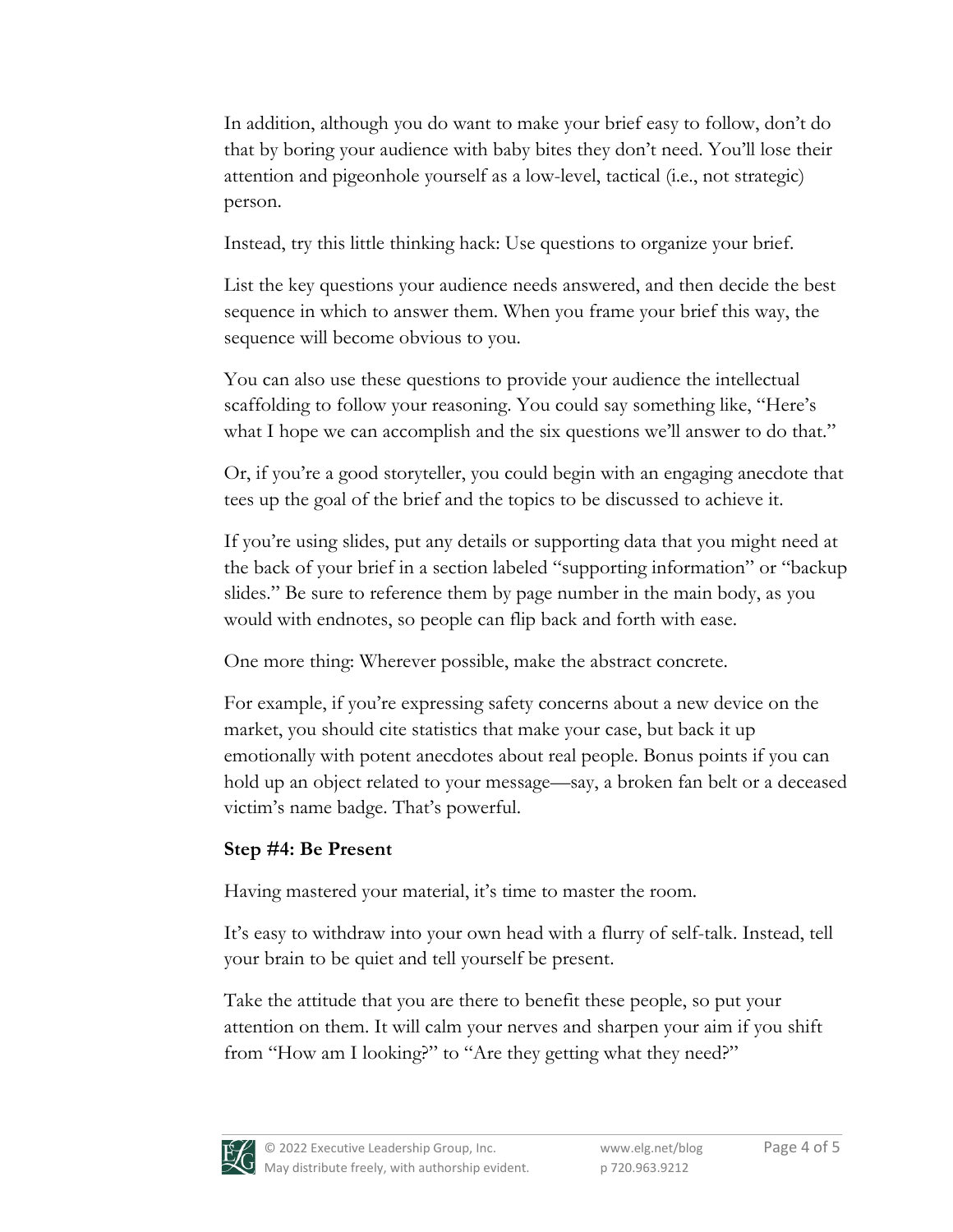In addition, although you do want to make your brief easy to follow, don't do that by boring your audience with baby bites they don't need. You'll lose their attention and pigeonhole yourself as a low-level, tactical (i.e., not strategic) person.

Instead, try this little thinking hack: Use questions to organize your brief.

List the key questions your audience needs answered, and then decide the best sequence in which to answer them. When you frame your brief this way, the sequence will become obvious to you.

You can also use these questions to provide your audience the intellectual scaffolding to follow your reasoning. You could say something like, "Here's what I hope we can accomplish and the six questions we'll answer to do that."

Or, if you're a good storyteller, you could begin with an engaging anecdote that tees up the goal of the brief and the topics to be discussed to achieve it.

If you're using slides, put any details or supporting data that you might need at the back of your brief in a section labeled "supporting information" or "backup slides." Be sure to reference them by page number in the main body, as you would with endnotes, so people can flip back and forth with ease.

One more thing: Wherever possible, make the abstract concrete.

For example, if you're expressing safety concerns about a new device on the market, you should cite statistics that make your case, but back it up emotionally with potent anecdotes about real people. Bonus points if you can hold up an object related to your message—say, a broken fan belt or a deceased victim's name badge. That's powerful.

### Step #4: Be Present

Having mastered your material, it's time to master the room.

It's easy to withdraw into your own head with a flurry of self-talk. Instead, tell your brain to be quiet and tell yourself be present.

Take the attitude that you are there to benefit these people, so put your attention on them. It will calm your nerves and sharpen your aim if you shift from "How am I looking?" to "Are they getting what they need?"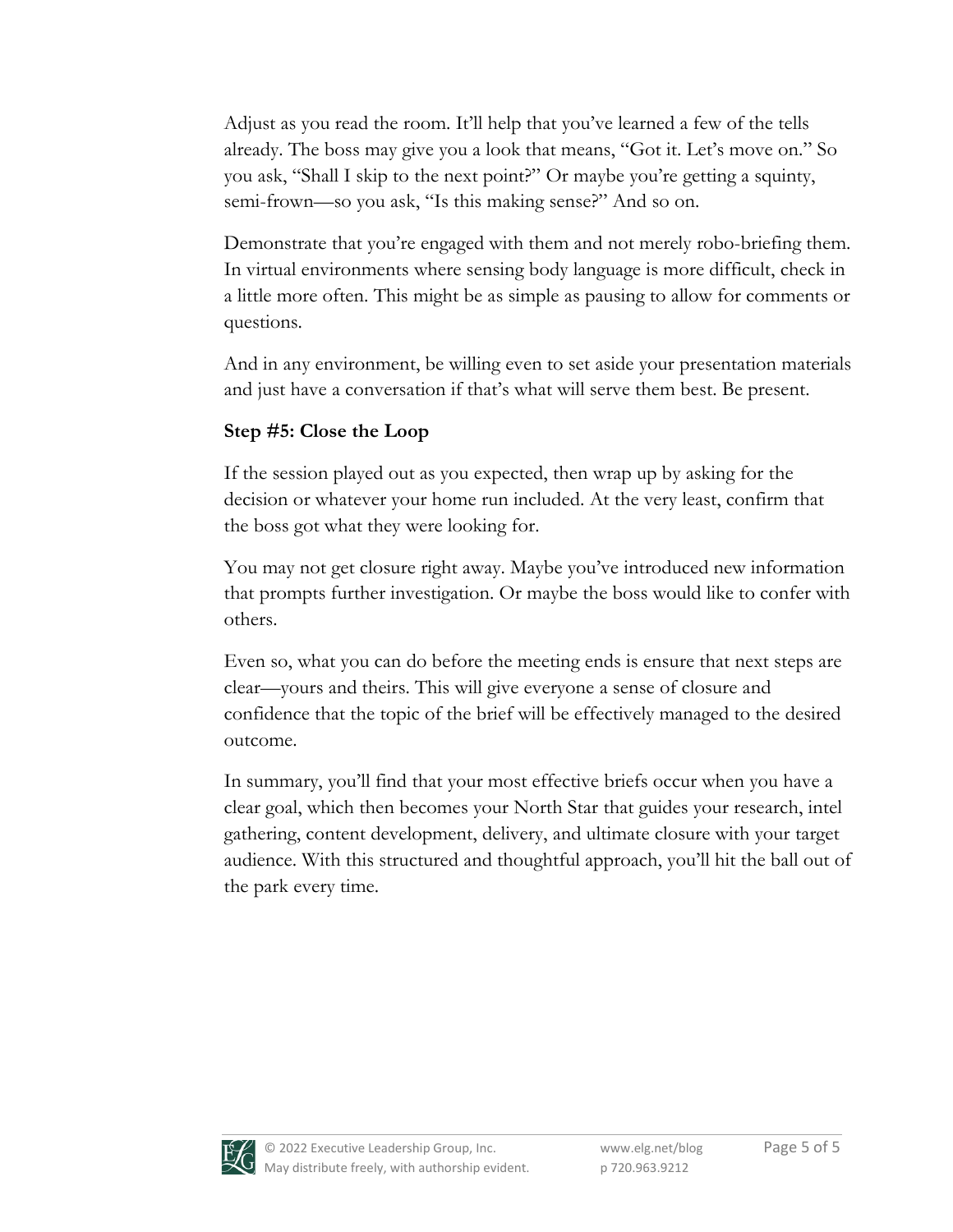Adjust as you read the room. It'll help that you've learned a few of the tells already. The boss may give you a look that means, "Got it. Let's move on." So you ask, "Shall I skip to the next point?" Or maybe you're getting a squinty, semi-frown—so you ask, "Is this making sense?" And so on.

Demonstrate that you're engaged with them and not merely robo-briefing them. In virtual environments where sensing body language is more difficult, check in a little more often. This might be as simple as pausing to allow for comments or questions.

And in any environment, be willing even to set aside your presentation materials and just have a conversation if that's what will serve them best. Be present.

**Step #5: Close the Loop**

If the session played out as you expected, then wrap up by asking for the decision or whatever your home run included. At the very least, confirm that the boss got what they were looking for.

You may not get closure right away. Maybe you've introduced new information that prompts further investigation. Or maybe the boss would like to confer with others.

Even so, what you can do before the meeting ends is ensure that next steps are clear—yours and theirs. This will give everyone a sense of closure and confidence that the topic of the brief will be effectively managed to the desired outcome.

In summary, you'll find that your most effective briefs occur when you have a clear goal, which then becomes your North Star that guides your research, intel gathering, content development, delivery, and ultimate closure with your target audience. With this structured and thoughtful approach, you'll hit the ball out of the park every time.